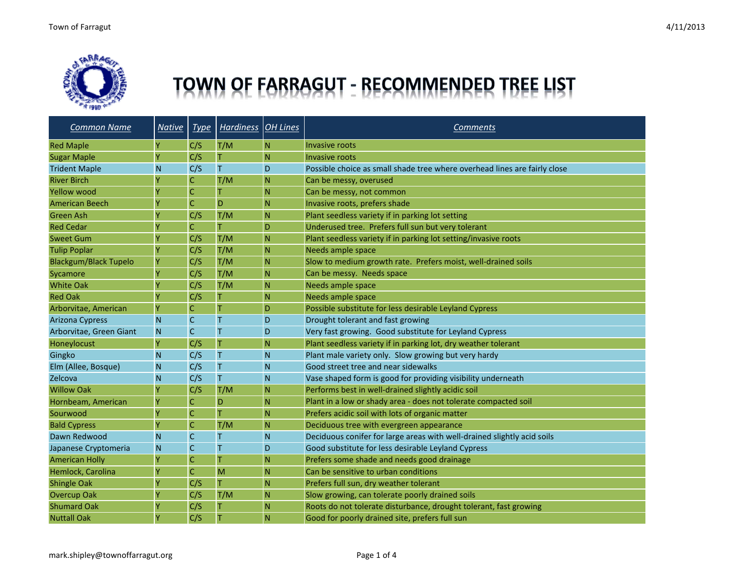# TOWN OF FARRAGUT - RECOMMENDED TREE LIST

| Common Name | Native | Type | Hardiness | OH Lines | Comments |
|---|---|---|---|---|---|
| Red Maple | Y | C/S | T/M | N | Invasive roots |
| Sugar Maple | Y | C/S | T | N | Invasive roots |
| Trident Maple | N | C/S | T | D | Possible choice as small shade tree where overhead lines are fairly close |
| River Birch | Y | C | T/M | N | Can be messy, overused |
| Yellow wood | Y | C | T | N | Can be messy, not common |
| American Beech | Y | C | D | N | Invasive roots, prefers shade |
| Green Ash | Y | C/S | T/M | N | Plant seedless variety if in parking lot setting |
| Red Cedar | Y | C | T | D | Underused tree. Prefers full sun but very tolerant |
| Sweet Gum | Y | C/S | T/M | N | Plant seedless variety if in parking lot setting/invasive roots |
| Tulip Poplar | Y | C/S | T/M | N | Needs ample space |
| Blackgum/Black Tupelo | Y | C/S | T/M | N | Slow to medium growth rate. Prefers moist, well-drained soils |
| Sycamore | Y | C/S | T/M | N | Can be messy. Needs space |
| White Oak | Y | C/S | T/M | N | Needs ample space |
| Red Oak | Y | C/S | T | N | Needs ample space |
| Arborvitae, American | Y | C | T | D | Possible substitute for less desirable Leyland Cypress |
| Arizona Cypress | N | C | T | D | Drought tolerant and fast growing |
| Arborvitae, Green Giant | N | C | T | D | Very fast growing. Good substitute for Leyland Cypress |
| Honeylocust | Y | C/S | T | N | Plant seedless variety if in parking lot, dry weather tolerant |
| Gingko | N | C/S | T | N | Plant male variety only. Slow growing but very hardy |
| Elm (Allee, Bosque) | N | C/S | T | N | Good street tree and near sidewalks |
| Zelcova | N | C/S | T | N | Vase shaped form is good for providing visibility underneath |
| Willow Oak | Y | C/S | T/M | N | Performs best in well-drained slightly acidic soil |
| Hornbeam, American | Y | C | D | N | Plant in a low or shady area - does not tolerate compacted soil |
| Sourwood | Y | C | T | N | Prefers acidic soil with lots of organic matter |
| Bald Cypress | Y | C | T/M | N | Deciduous tree with evergreen appearance |
| Dawn Redwood | N | C | T | N | Deciduous conifer for large areas with well-drained slightly acid soils |
| Japanese Cryptomeria | N | C | T | D | Good substitute for less desirable Leyland Cypress |
| American Holly | Y | C | T | N | Prefers some shade and needs good drainage |
| Hemlock, Carolina | Y | C | M | N | Can be sensitive to urban conditions |
| Shingle Oak | Y | C/S | T | N | Prefers full sun, dry weather tolerant |
| Overcup Oak | Y | C/S | T/M | N | Slow growing, can tolerate poorly drained soils |
| Shumard Oak | Y | C/S | T | N | Roots do not tolerate disturbance, drought tolerant, fast growing |
| Nuttall Oak | Y | C/S | T | N | Good for poorly drained site, prefers full sun |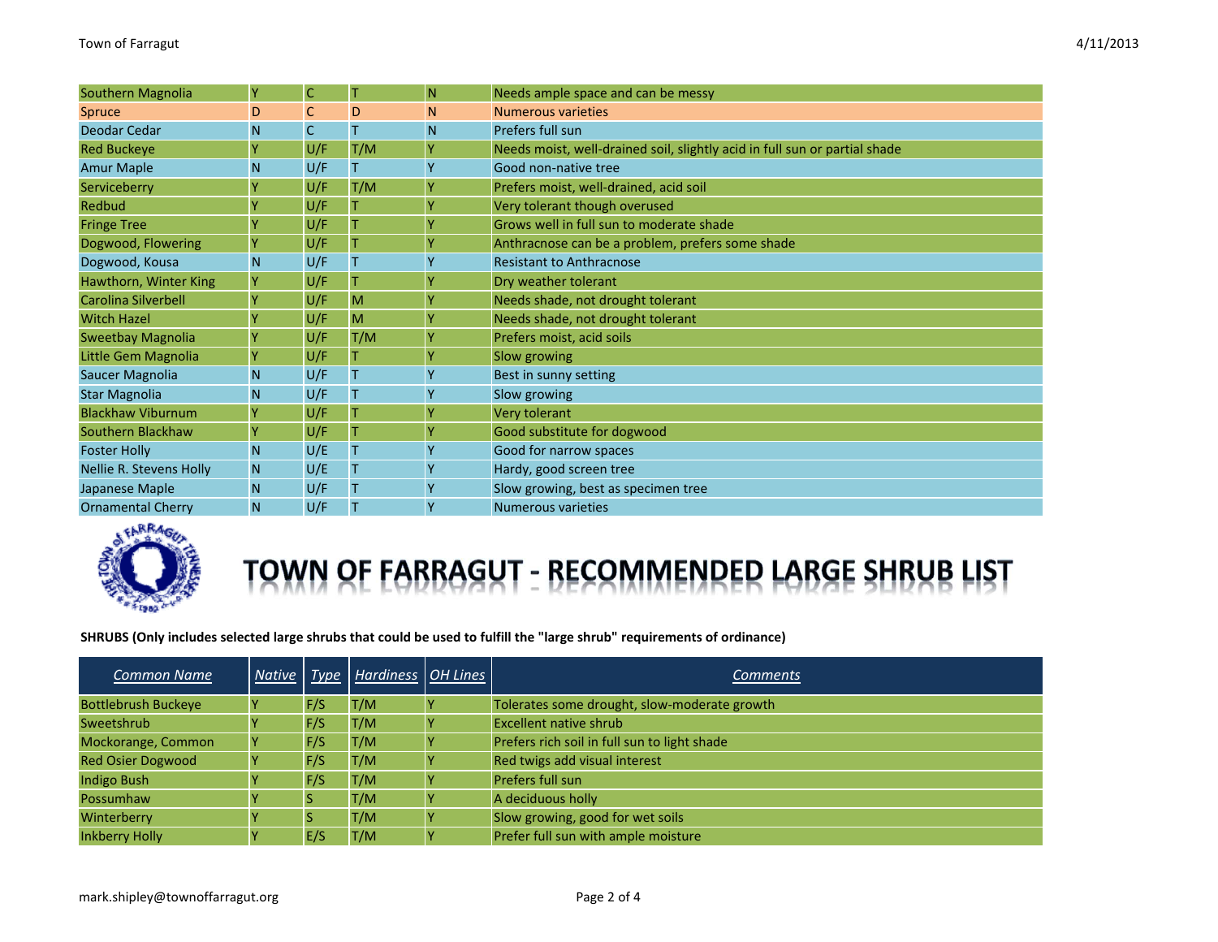| | | | | | |
|---|---|---|---|---|---|
| Southern Magnolia | Y | C | T | N | Needs ample space and can be messy |
| Spruce | D | C | D | N | Numerous varieties |
| Deodar Cedar | N | C | T | N | Prefers full sun |
| Red Buckeye | Y | U/F | T/M | Y | Needs moist, well-drained soil, slightly acid in full sun or partial shade |
| Amur Maple | N | U/F | T | Y | Good non-native tree |
| Serviceberry | Y | U/F | T/M | Y | Prefers moist, well-drained, acid soil |
| Redbud | Y | U/F | T | Y | Very tolerant though overused |
| Fringe Tree | Y | U/F | T | Y | Grows well in full sun to moderate shade |
| Dogwood, Flowering | Y | U/F | T | Y | Anthracnose can be a problem, prefers some shade |
| Dogwood, Kousa | N | U/F | T | Y | Resistant to Anthracnose |
| Hawthorn, Winter King | Y | U/F | T | Y | Dry weather tolerant |
| Carolina Silverbell | Y | U/F | M | Y | Needs shade, not drought tolerant |
| Witch Hazel | Y | U/F | M | Y | Needs shade, not drought tolerant |
| Sweetbay Magnolia | Y | U/F | T/M | Y | Prefers moist, acid soils |
| Little Gem Magnolia | Y | U/F | T | Y | Slow growing |
| Saucer Magnolia | N | U/F | T | Y | Best in sunny setting |
| Star Magnolia | N | U/F | T | Y | Slow growing |
| Blackhaw Viburnum | Y | U/F | T | Y | Very tolerant |
| Southern Blackhaw | Y | U/F | T | Y | Good substitute for dogwood |
| Foster Holly | N | U/E | T | Y | Good for narrow spaces |
| Nellie R. Stevens Holly | N | U/E | T | Y | Hardy, good screen tree |
| Japanese Maple | N | U/F | T | Y | Slow growing, best as specimen tree |
| Ornamental Cherry | N | U/F | T | Y | Numerous varieties |

# TOWN OF FARRAGUT - RECOMMENDED LARGE SHRUB LIST

**SHRUBS (Only includes selected large shrubs that could be used to fulfill the "large shrub" requirements of ordinance)**

| *Common Name* | *Native* | *Type* | *Hardiness* | *OH Lines* | *Comments* |
|---|---|---|---|---|---|
| Bottlebrush Buckeye | Y | F/S | T/M | Y | Tolerates some drought, slow-moderate growth |
| Sweetshrub | Y | F/S | T/M | Y | Excellent native shrub |
| Mockorange, Common | Y | F/S | T/M | Y | Prefers rich soil in full sun to light shade |
| Red Osier Dogwood | Y | F/S | T/M | Y | Red twigs add visual interest |
| Indigo Bush | Y | F/S | T/M | Y | Prefers full sun |
| Possumhaw | Y | S | T/M | Y | A deciduous holly |
| Winterberry | Y | S | T/M | Y | Slow growing, good for wet soils |
| Inkberry Holly | Y | E/S | T/M | Y | Prefer full sun with ample moisture |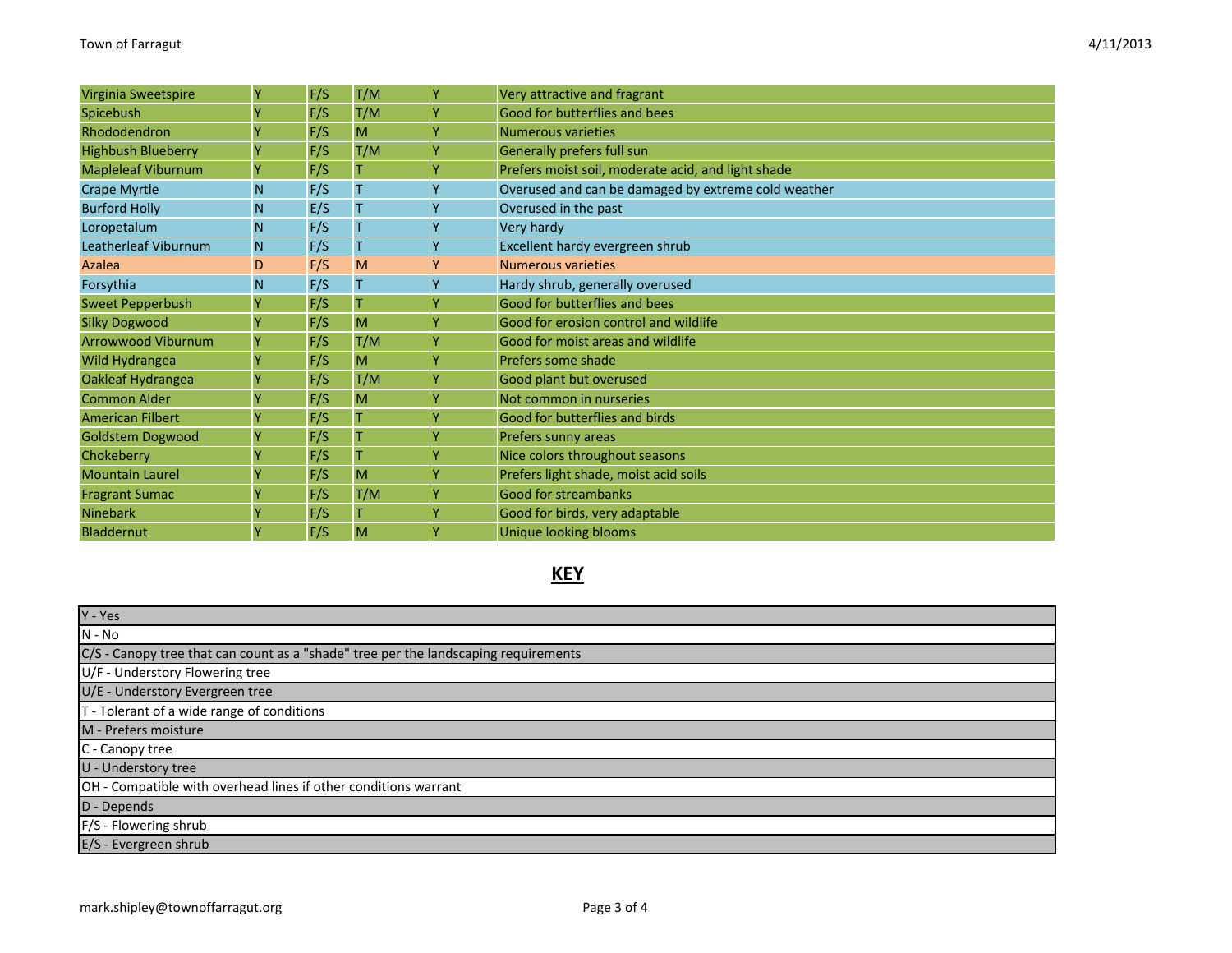| | | | | | |
|---|---|---|---|---|---|
| Virginia Sweetspire | Y | F/S | T/M | Y | Very attractive and fragrant |
| Spicebush | Y | F/S | T/M | Y | Good for butterflies and bees |
| Rhododendron | Y | F/S | M | Y | Numerous varieties |
| Highbush Blueberry | Y | F/S | T/M | Y | Generally prefers full sun |
| Mapleleaf Viburnum | Y | F/S | T | Y | Prefers moist soil, moderate acid, and light shade |
| Crape Myrtle | N | F/S | T | Y | Overused and can be damaged by extreme cold weather |
| Burford Holly | N | E/S | T | Y | Overused in the past |
| Loropetalum | N | F/S | T | Y | Very hardy |
| Leatherleaf Viburnum | N | F/S | T | Y | Excellent hardy evergreen shrub |
| Azalea | D | F/S | M | Y | Numerous varieties |
| Forsythia | N | F/S | T | Y | Hardy shrub, generally overused |
| Sweet Pepperbush | Y | F/S | T | Y | Good for butterflies and bees |
| Silky Dogwood | Y | F/S | M | Y | Good for erosion control and wildlife |
| Arrowwood Viburnum | Y | F/S | T/M | Y | Good for moist areas and wildlife |
| Wild Hydrangea | Y | F/S | M | Y | Prefers some shade |
| Oakleaf Hydrangea | Y | F/S | T/M | Y | Good plant but overused |
| Common Alder | Y | F/S | M | Y | Not common in nurseries |
| American Filbert | Y | F/S | T | Y | Good for butterflies and birds |
| Goldstem Dogwood | Y | F/S | T | Y | Prefers sunny areas |
| Chokeberry | Y | F/S | T | Y | Nice colors throughout seasons |
| Mountain Laurel | Y | F/S | M | Y | Prefers light shade, moist acid soils |
| Fragrant Sumac | Y | F/S | T/M | Y | Good for streambanks |
| Ninebark | Y | F/S | T | Y | Good for birds, very adaptable |
| Bladdernut | Y | F/S | M | Y | Unique looking blooms |

## KEY

| |
|---|
| Y - Yes |
| N - No |
| C/S - Canopy tree that can count as a "shade" tree per the landscaping requirements |
| U/F - Understory Flowering tree |
| U/E - Understory Evergreen tree |
| T - Tolerant of a wide range of conditions |
| M - Prefers moisture |
| C - Canopy tree |
| U - Understory tree |
| OH - Compatible with overhead lines if other conditions warrant |
| D - Depends |
| F/S - Flowering shrub |
| E/S - Evergreen shrub |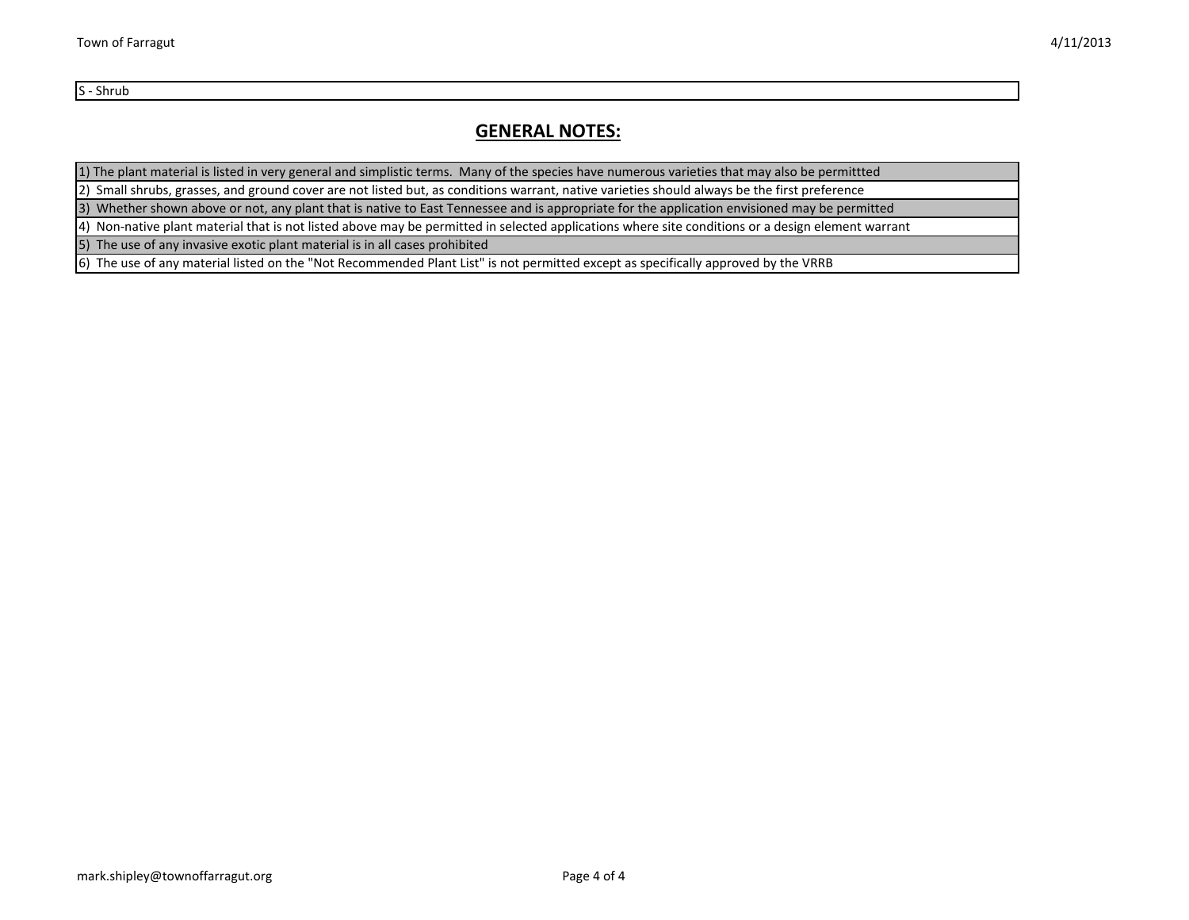| |
|---|
| S - Shrub |

## GENERAL NOTES:

| |
|---|
| 1) The plant material is listed in very general and simplistic terms. Many of the species have numerous varieties that may also be permittted |
| 2) Small shrubs, grasses, and ground cover are not listed but, as conditions warrant, native varieties should always be the first preference |
| 3) Whether shown above or not, any plant that is native to East Tennessee and is appropriate for the application envisioned may be permitted |
| 4) Non-native plant material that is not listed above may be permitted in selected applications where site conditions or a design element warrant |
| 5) The use of any invasive exotic plant material is in all cases prohibited |
| 6) The use of any material listed on the "Not Recommended Plant List" is not permitted except as specifically approved by the VRRB |